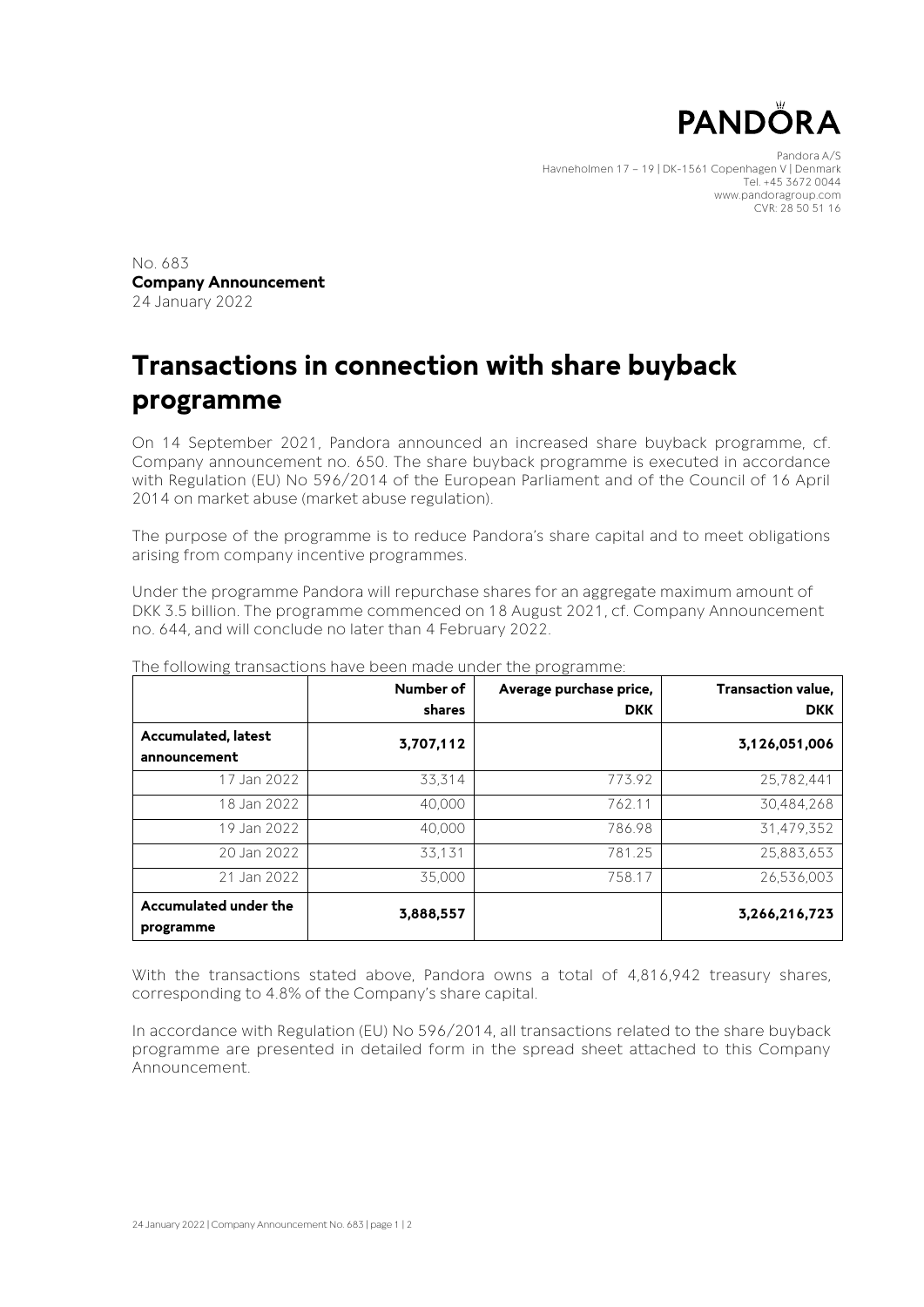PANDORA

Pandora A/S
Havneholmen 17 – 19 | DK-1561 Copenhagen V | Denmark
Tel. +45 3672 0044
www.pandoragroup.com
CVR: 28 50 51 16

No. 683
**Company Announcement**
24 January 2022

# Transactions in connection with share buyback programme

On 14 September 2021, Pandora announced an increased share buyback programme, cf. Company announcement no. 650. The share buyback programme is executed in accordance with Regulation (EU) No 596/2014 of the European Parliament and of the Council of 16 April 2014 on market abuse (market abuse regulation).

The purpose of the programme is to reduce Pandora's share capital and to meet obligations arising from company incentive programmes.

Under the programme Pandora will repurchase shares for an aggregate maximum amount of DKK 3.5 billion. The programme commenced on 18 August 2021, cf. Company Announcement no. 644, and will conclude no later than 4 February 2022.

The following transactions have been made under the programme:

| | Number of shares | Average purchase price, DKK | Transaction value, DKK |
|---|---|---|---|
| **Accumulated, latest announcement** | **3,707,112** | | **3,126,051,006** |
| 17 Jan 2022 | 33,314 | 773.92 | 25,782,441 |
| 18 Jan 2022 | 40,000 | 762.11 | 30,484,268 |
| 19 Jan 2022 | 40,000 | 786.98 | 31,479,352 |
| 20 Jan 2022 | 33,131 | 781.25 | 25,883,653 |
| 21 Jan 2022 | 35,000 | 758.17 | 26,536,003 |
| **Accumulated under the programme** | **3,888,557** | | **3,266,216,723** |

With the transactions stated above, Pandora owns a total of 4,816,942 treasury shares, corresponding to 4.8% of the Company's share capital.

In accordance with Regulation (EU) No 596/2014, all transactions related to the share buyback programme are presented in detailed form in the spread sheet attached to this Company Announcement.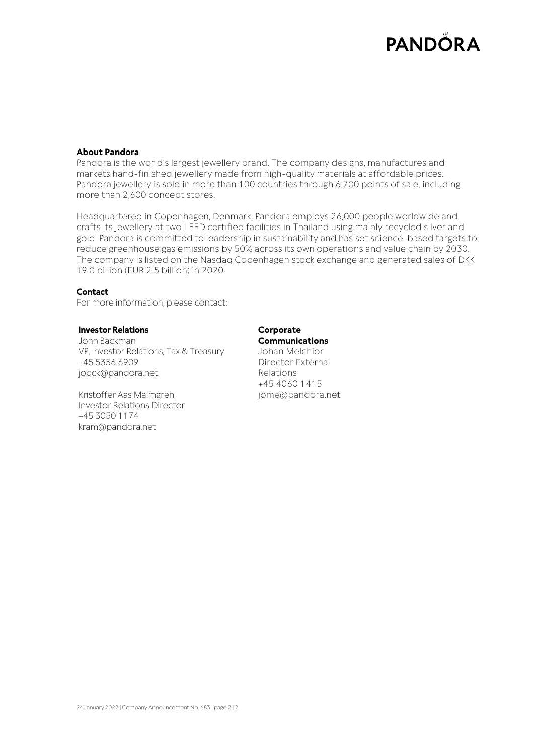**About Pandora**

Pandora is the world's largest jewellery brand. The company designs, manufactures and markets hand-finished jewellery made from high-quality materials at affordable prices. Pandora jewellery is sold in more than 100 countries through 6,700 points of sale, including more than 2,600 concept stores.

Headquartered in Copenhagen, Denmark, Pandora employs 26,000 people worldwide and crafts its jewellery at two LEED certified facilities in Thailand using mainly recycled silver and gold. Pandora is committed to leadership in sustainability and has set science-based targets to reduce greenhouse gas emissions by 50% across its own operations and value chain by 2030. The company is listed on the Nasdaq Copenhagen stock exchange and generated sales of DKK 19.0 billion (EUR 2.5 billion) in 2020.

**Contact**

For more information, please contact:

**Investor Relations**

John Bäckman
VP, Investor Relations, Tax & Treasury
+45 5356 6909
jobck@pandora.net

Kristoffer Aas Malmgren
Investor Relations Director
+45 3050 1174
kram@pandora.net

**Corporate Communications**

Johan Melchior
Director External Relations
+45 4060 1415
jome@pandora.net